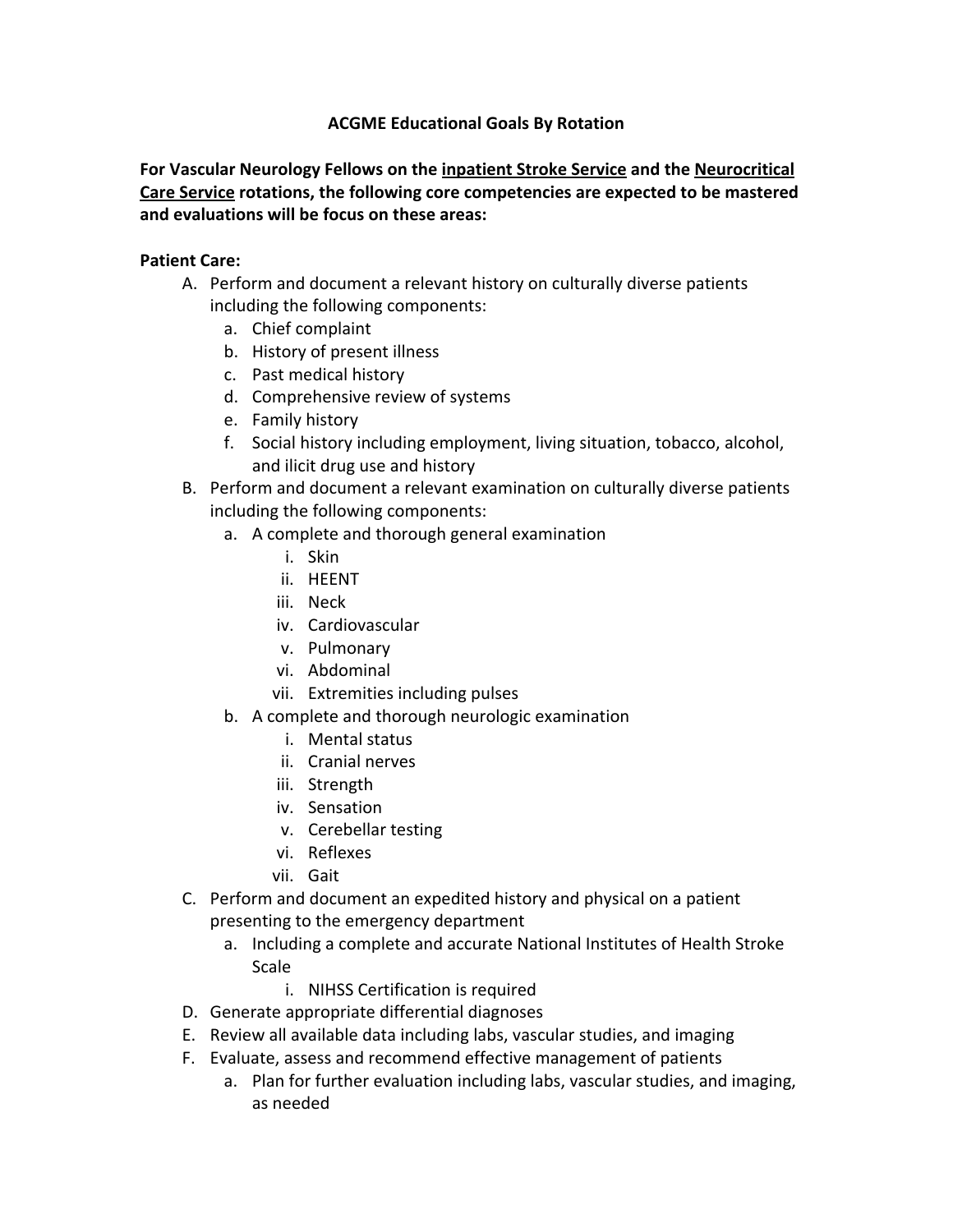# ACGME Educational Goals By Ration

# ACGME Educational Goals By Rotation

**For Vascular Neurology Fellows on the <u>inpatient Stroke Service</u> and the <u>Neurocritical Care Service</u> rotations, the following core competencies are expected to be mastered and evaluations will be focus on these areas:**

**Patient Care:**

A. Perform and document a relevant history on culturally diverse patients including the following components:
   a. Chief complaint
   b. History of present illness
   c. Past medical history
   d. Comprehensive review of systems
   e. Family history
   f. Social history including employment, living situation, tobacco, alcohol, and ilicit drug use and history

B. Perform and document a relevant examination on culturally diverse patients including the following components:
   a. A complete and thorough general examination
      i. Skin
      ii. HEENT
      iii. Neck
      iv. Cardiovascular
      v. Pulmonary
      vi. Abdominal
      vii. Extremities including pulses
   b. A complete and thorough neurologic examination
      i. Mental status
      ii. Cranial nerves
      iii. Strength
      iv. Sensation
      v. Cerebellar testing
      vi. Reflexes
      vii. Gait

C. Perform and document an expedited history and physical on a patient presenting to the emergency department
   a. Including a complete and accurate National Institutes of Health Stroke Scale
      i. NIHSS Certification is required

D. Generate appropriate differential diagnoses

E. Review all available data including labs, vascular studies, and imaging

F. Evaluate, assess and recommend effective management of patients
   a. Plan for further evaluation including labs, vascular studies, and imaging, as needed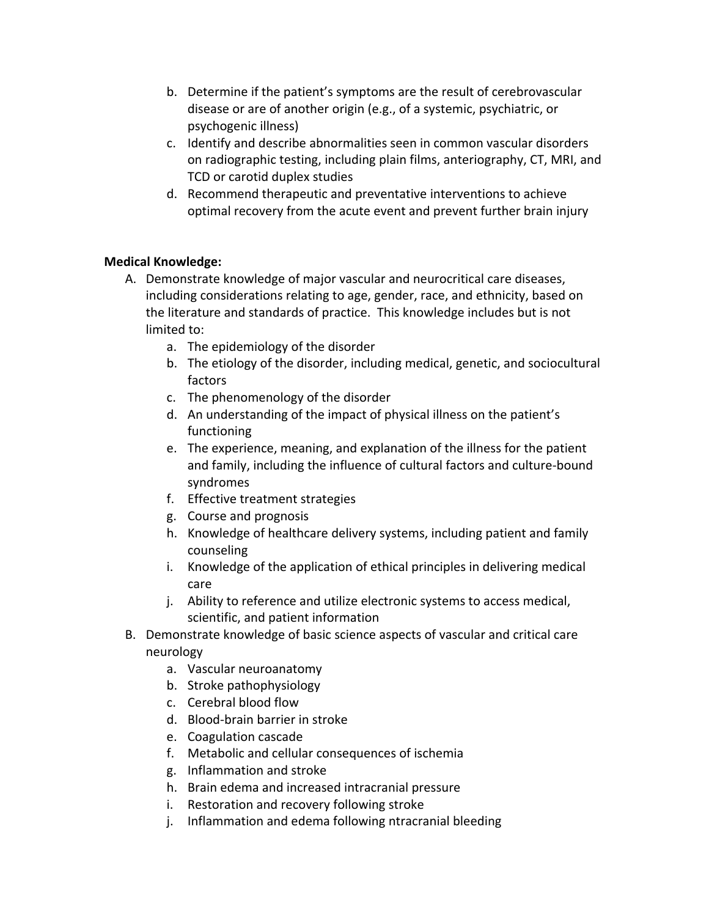b. Determine if the patient's symptoms are the result of cerebrovascular disease or are of another origin (e.g., of a systemic, psychiatric, or psychogenic illness)
c. Identify and describe abnormalities seen in common vascular disorders on radiographic testing, including plain films, anteriography, CT, MRI, and TCD or carotid duplex studies
d. Recommend therapeutic and preventative interventions to achieve optimal recovery from the acute event and prevent further brain injury

**Medical Knowledge:**

A. Demonstrate knowledge of major vascular and neurocritical care diseases, including considerations relating to age, gender, race, and ethnicity, based on the literature and standards of practice. This knowledge includes but is not limited to:
   a. The epidemiology of the disorder
   b. The etiology of the disorder, including medical, genetic, and sociocultural factors
   c. The phenomenology of the disorder
   d. An understanding of the impact of physical illness on the patient's functioning
   e. The experience, meaning, and explanation of the illness for the patient and family, including the influence of cultural factors and culture-bound syndromes
   f. Effective treatment strategies
   g. Course and prognosis
   h. Knowledge of healthcare delivery systems, including patient and family counseling
   i. Knowledge of the application of ethical principles in delivering medical care
   j. Ability to reference and utilize electronic systems to access medical, scientific, and patient information
B. Demonstrate knowledge of basic science aspects of vascular and critical care neurology
   a. Vascular neuroanatomy
   b. Stroke pathophysiology
   c. Cerebral blood flow
   d. Blood-brain barrier in stroke
   e. Coagulation cascade
   f. Metabolic and cellular consequences of ischemia
   g. Inflammation and stroke
   h. Brain edema and increased intracranial pressure
   i. Restoration and recovery following stroke
   j. Inflammation and edema following ntracranial bleeding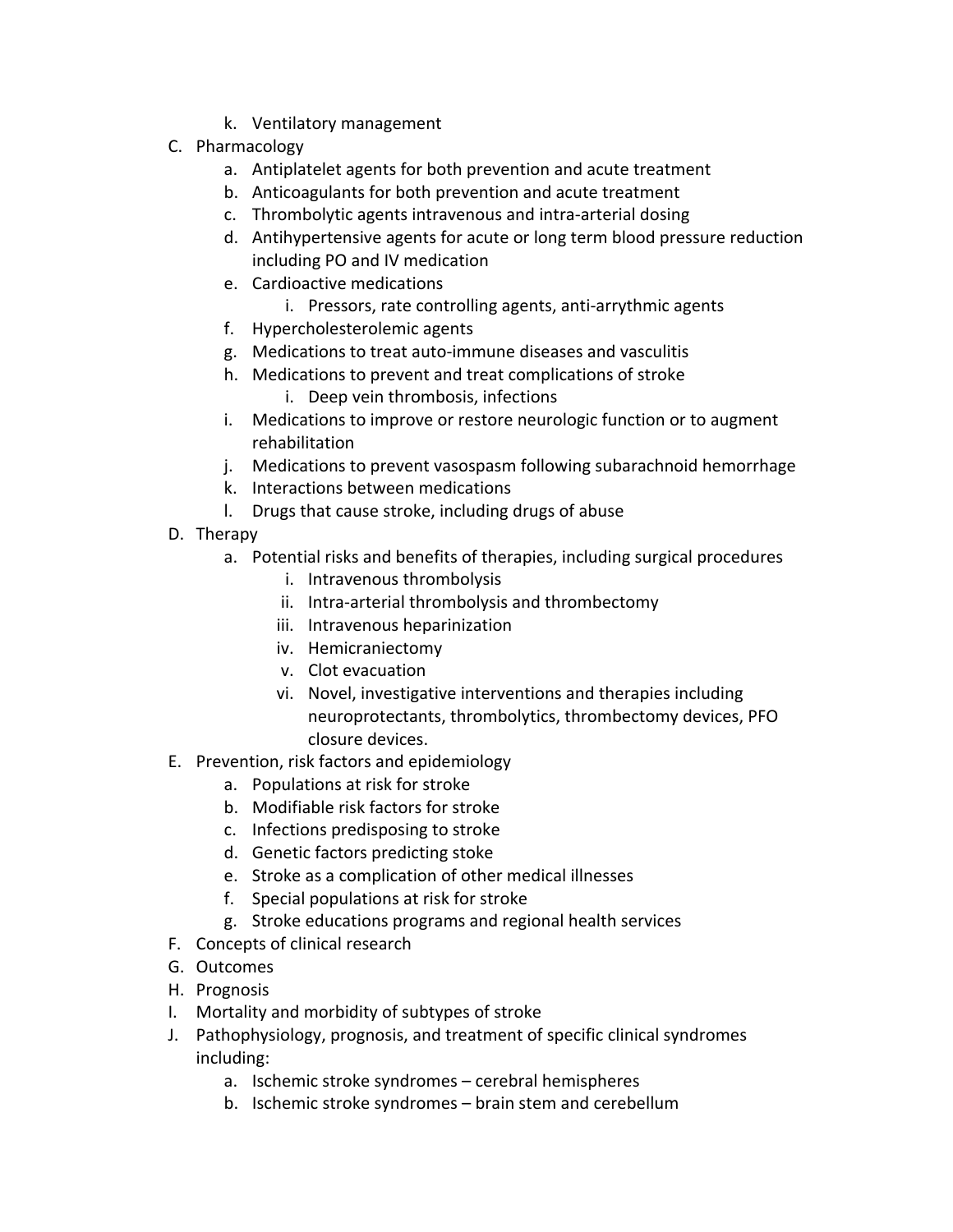- k. Ventilatory management

- C. Pharmacology
  - a. Antiplatelet agents for both prevention and acute treatment
  - b. Anticoagulants for both prevention and acute treatment
  - c. Thrombolytic agents intravenous and intra-arterial dosing
  - d. Antihypertensive agents for acute or long term blood pressure reduction including PO and IV medication
  - e. Cardioactive medications
    - i. Pressors, rate controlling agents, anti-arrythmic agents
  - f. Hypercholesterolemic agents
  - g. Medications to treat auto-immune diseases and vasculitis
  - h. Medications to prevent and treat complications of stroke
    - i. Deep vein thrombosis, infections
  - i. Medications to improve or restore neurologic function or to augment rehabilitation
  - j. Medications to prevent vasospasm following subarachnoid hemorrhage
  - k. Interactions between medications
  - l. Drugs that cause stroke, including drugs of abuse
- D. Therapy
  - a. Potential risks and benefits of therapies, including surgical procedures
    - i. Intravenous thrombolysis
    - ii. Intra-arterial thrombolysis and thrombectomy
    - iii. Intravenous heparinization
    - iv. Hemicraniectomy
    - v. Clot evacuation
    - vi. Novel, investigative interventions and therapies including neuroprotectants, thrombolytics, thrombectomy devices, PFO closure devices.
- E. Prevention, risk factors and epidemiology
  - a. Populations at risk for stroke
  - b. Modifiable risk factors for stroke
  - c. Infections predisposing to stroke
  - d. Genetic factors predicting stoke
  - e. Stroke as a complication of other medical illnesses
  - f. Special populations at risk for stroke
  - g. Stroke educations programs and regional health services
- F. Concepts of clinical research
- G. Outcomes
- H. Prognosis
- I. Mortality and morbidity of subtypes of stroke
- J. Pathophysiology, prognosis, and treatment of specific clinical syndromes including:
  - a. Ischemic stroke syndromes – cerebral hemispheres
  - b. Ischemic stroke syndromes – brain stem and cerebellum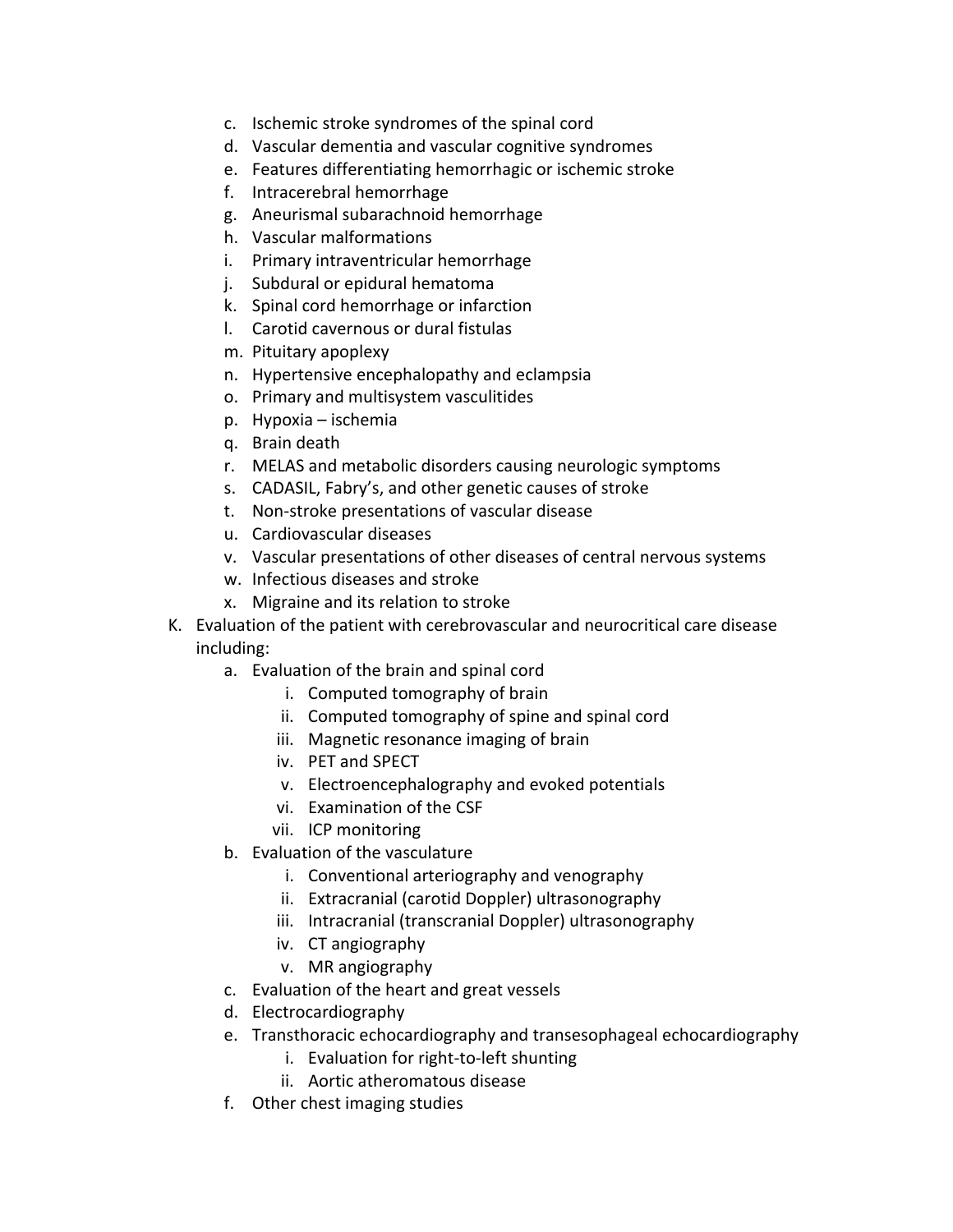c. Ischemic stroke syndromes of the spinal cord
   d. Vascular dementia and vascular cognitive syndromes
   e. Features differentiating hemorrhagic or ischemic stroke
   f. Intracerebral hemorrhage
   g. Aneurismal subarachnoid hemorrhage
   h. Vascular malformations
   i. Primary intraventricular hemorrhage
   j. Subdural or epidural hematoma
   k. Spinal cord hemorrhage or infarction
   l. Carotid cavernous or dural fistulas
   m. Pituitary apoplexy
   n. Hypertensive encephalopathy and eclampsia
   o. Primary and multisystem vasculitides
   p. Hypoxia – ischemia
   q. Brain death
   r. MELAS and metabolic disorders causing neurologic symptoms
   s. CADASIL, Fabry's, and other genetic causes of stroke
   t. Non-stroke presentations of vascular disease
   u. Cardiovascular diseases
   v. Vascular presentations of other diseases of central nervous systems
   w. Infectious diseases and stroke
   x. Migraine and its relation to stroke

K. Evaluation of the patient with cerebrovascular and neurocritical care disease including:
   a. Evaluation of the brain and spinal cord
      i. Computed tomography of brain
      ii. Computed tomography of spine and spinal cord
      iii. Magnetic resonance imaging of brain
      iv. PET and SPECT
      v. Electroencephalography and evoked potentials
      vi. Examination of the CSF
      vii. ICP monitoring
   b. Evaluation of the vasculature
      i. Conventional arteriography and venography
      ii. Extracranial (carotid Doppler) ultrasonography
      iii. Intracranial (transcranial Doppler) ultrasonography
      iv. CT angiography
      v. MR angiography
   c. Evaluation of the heart and great vessels
   d. Electrocardiography
   e. Transthoracic echocardiography and transesophageal echocardiography
      i. Evaluation for right-to-left shunting
      ii. Aortic atheromatous disease
   f. Other chest imaging studies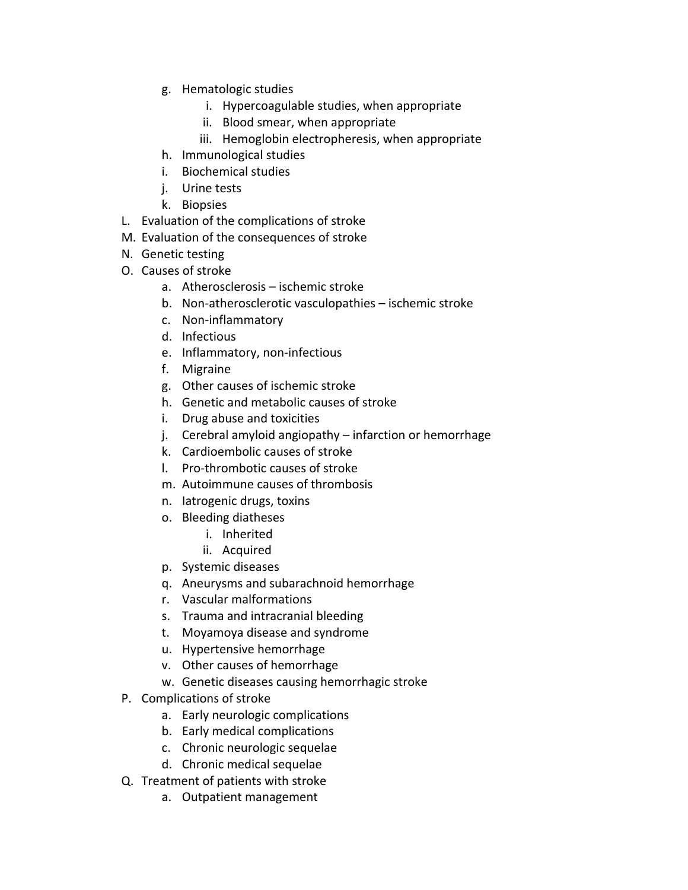g. Hematologic studies
      i. Hypercoagulable studies, when appropriate
      ii. Blood smear, when appropriate
      iii. Hemoglobin electropheresis, when appropriate
   h. Immunological studies
   i. Biochemical studies
   j. Urine tests
   k. Biopsies

L. Evaluation of the complications of stroke
M. Evaluation of the consequences of stroke
N. Genetic testing
O. Causes of stroke
   a. Atherosclerosis – ischemic stroke
   b. Non-atherosclerotic vasculopathies – ischemic stroke
   c. Non-inflammatory
   d. Infectious
   e. Inflammatory, non-infectious
   f. Migraine
   g. Other causes of ischemic stroke
   h. Genetic and metabolic causes of stroke
   i. Drug abuse and toxicities
   j. Cerebral amyloid angiopathy – infarction or hemorrhage
   k. Cardioembolic causes of stroke
   l. Pro-thrombotic causes of stroke
   m. Autoimmune causes of thrombosis
   n. Iatrogenic drugs, toxins
   o. Bleeding diatheses
      i. Inherited
      ii. Acquired
   p. Systemic diseases
   q. Aneurysms and subarachnoid hemorrhage
   r. Vascular malformations
   s. Trauma and intracranial bleeding
   t. Moyamoya disease and syndrome
   u. Hypertensive hemorrhage
   v. Other causes of hemorrhage
   w. Genetic diseases causing hemorrhagic stroke
P. Complications of stroke
   a. Early neurologic complications
   b. Early medical complications
   c. Chronic neurologic sequelae
   d. Chronic medical sequelae
Q. Treatment of patients with stroke
   a. Outpatient management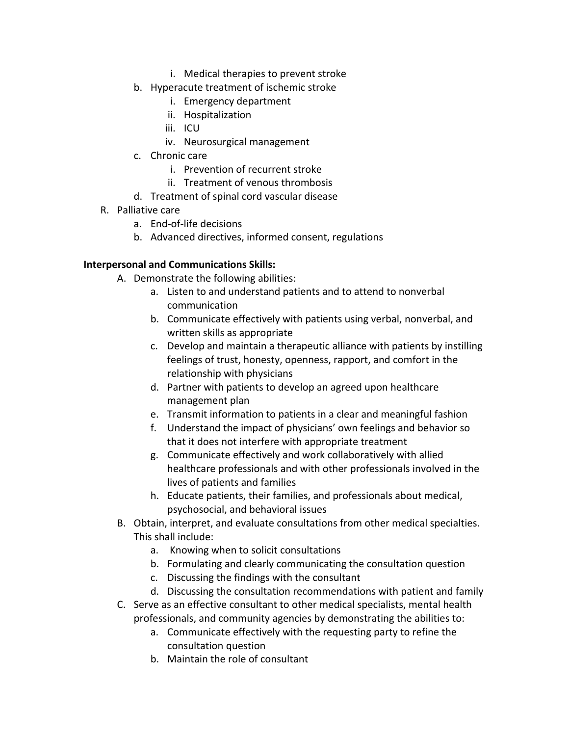i. Medical therapies to prevent stroke
        b. Hyperacute treatment of ischemic stroke
            i. Emergency department
            ii. Hospitalization
            iii. ICU
            iv. Neurosurgical management
        c. Chronic care
            i. Prevention of recurrent stroke
            ii. Treatment of venous thrombosis
        d. Treatment of spinal cord vascular disease
    R. Palliative care
        a. End-of-life decisions
        b. Advanced directives, informed consent, regulations

**Interpersonal and Communications Skills:**

A. Demonstrate the following abilities:
    a. Listen to and understand patients and to attend to nonverbal communication
    b. Communicate effectively with patients using verbal, nonverbal, and written skills as appropriate
    c. Develop and maintain a therapeutic alliance with patients by instilling feelings of trust, honesty, openness, rapport, and comfort in the relationship with physicians
    d. Partner with patients to develop an agreed upon healthcare management plan
    e. Transmit information to patients in a clear and meaningful fashion
    f. Understand the impact of physicians' own feelings and behavior so that it does not interfere with appropriate treatment
    g. Communicate effectively and work collaboratively with allied healthcare professionals and with other professionals involved in the lives of patients and families
    h. Educate patients, their families, and professionals about medical, psychosocial, and behavioral issues
B. Obtain, interpret, and evaluate consultations from other medical specialties. This shall include:
    a. Knowing when to solicit consultations
    b. Formulating and clearly communicating the consultation question
    c. Discussing the findings with the consultant
    d. Discussing the consultation recommendations with patient and family
C. Serve as an effective consultant to other medical specialists, mental health professionals, and community agencies by demonstrating the abilities to:
    a. Communicate effectively with the requesting party to refine the consultation question
    b. Maintain the role of consultant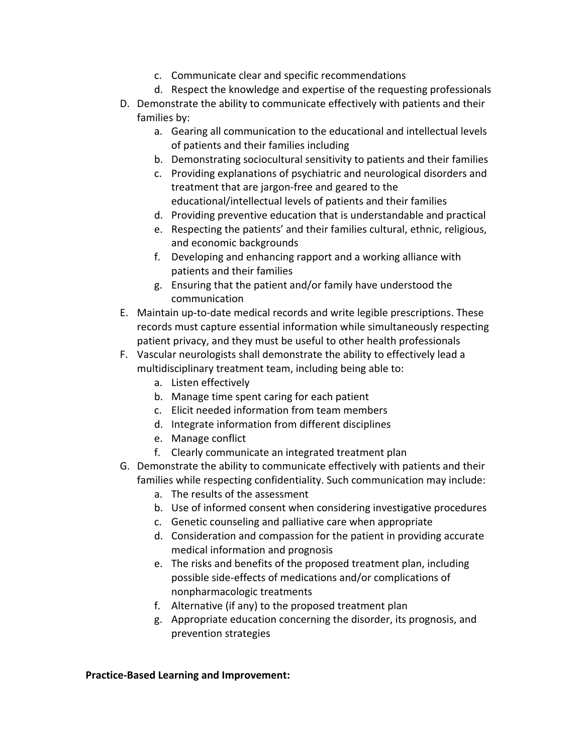c. Communicate clear and specific recommendations
   d. Respect the knowledge and expertise of the requesting professionals

D. Demonstrate the ability to communicate effectively with patients and their families by:
   a. Gearing all communication to the educational and intellectual levels of patients and their families including
   b. Demonstrating sociocultural sensitivity to patients and their families
   c. Providing explanations of psychiatric and neurological disorders and treatment that are jargon-free and geared to the educational/intellectual levels of patients and their families
   d. Providing preventive education that is understandable and practical
   e. Respecting the patients' and their families cultural, ethnic, religious, and economic backgrounds
   f. Developing and enhancing rapport and a working alliance with patients and their families
   g. Ensuring that the patient and/or family have understood the communication

E. Maintain up-to-date medical records and write legible prescriptions. These records must capture essential information while simultaneously respecting patient privacy, and they must be useful to other health professionals

F. Vascular neurologists shall demonstrate the ability to effectively lead a multidisciplinary treatment team, including being able to:
   a. Listen effectively
   b. Manage time spent caring for each patient
   c. Elicit needed information from team members
   d. Integrate information from different disciplines
   e. Manage conflict
   f. Clearly communicate an integrated treatment plan

G. Demonstrate the ability to communicate effectively with patients and their families while respecting confidentiality. Such communication may include:
   a. The results of the assessment
   b. Use of informed consent when considering investigative procedures
   c. Genetic counseling and palliative care when appropriate
   d. Consideration and compassion for the patient in providing accurate medical information and prognosis
   e. The risks and benefits of the proposed treatment plan, including possible side-effects of medications and/or complications of nonpharmacologic treatments
   f. Alternative (if any) to the proposed treatment plan
   g. Appropriate education concerning the disorder, its prognosis, and prevention strategies

**Practice-Based Learning and Improvement:**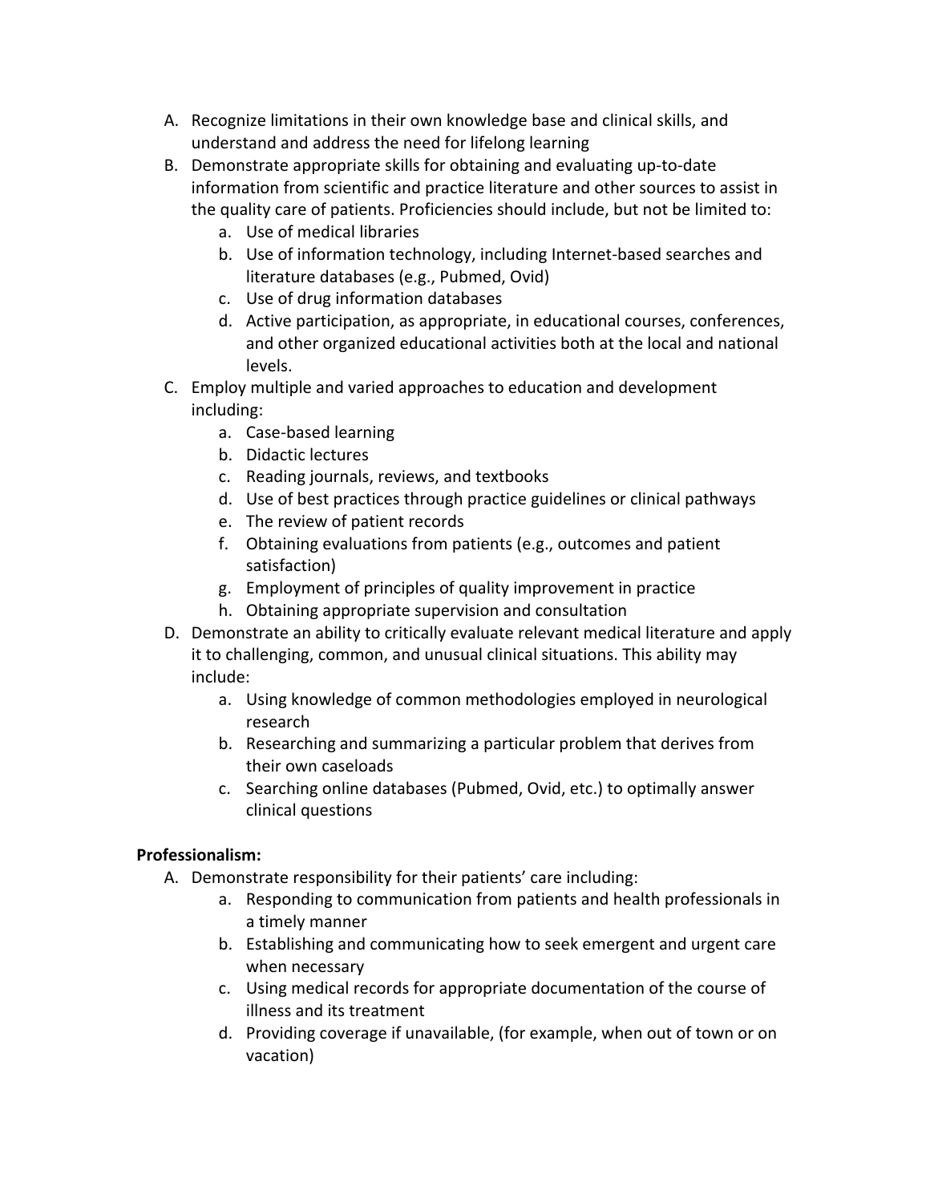A. Recognize limitations in their own knowledge base and clinical skills, and understand and address the need for lifelong learning
B. Demonstrate appropriate skills for obtaining and evaluating up-to-date information from scientific and practice literature and other sources to assist in the quality care of patients. Proficiencies should include, but not be limited to:
    a. Use of medical libraries
    b. Use of information technology, including Internet-based searches and literature databases (e.g., Pubmed, Ovid)
    c. Use of drug information databases
    d. Active participation, as appropriate, in educational courses, conferences, and other organized educational activities both at the local and national levels.
C. Employ multiple and varied approaches to education and development including:
    a. Case-based learning
    b. Didactic lectures
    c. Reading journals, reviews, and textbooks
    d. Use of best practices through practice guidelines or clinical pathways
    e. The review of patient records
    f. Obtaining evaluations from patients (e.g., outcomes and patient satisfaction)
    g. Employment of principles of quality improvement in practice
    h. Obtaining appropriate supervision and consultation
D. Demonstrate an ability to critically evaluate relevant medical literature and apply it to challenging, common, and unusual clinical situations. This ability may include:
    a. Using knowledge of common methodologies employed in neurological research
    b. Researching and summarizing a particular problem that derives from their own caseloads
    c. Searching online databases (Pubmed, Ovid, etc.) to optimally answer clinical questions

**Professionalism:**

A. Demonstrate responsibility for their patients' care including:
    a. Responding to communication from patients and health professionals in a timely manner
    b. Establishing and communicating how to seek emergent and urgent care when necessary
    c. Using medical records for appropriate documentation of the course of illness and its treatment
    d. Providing coverage if unavailable, (for example, when out of town or on vacation)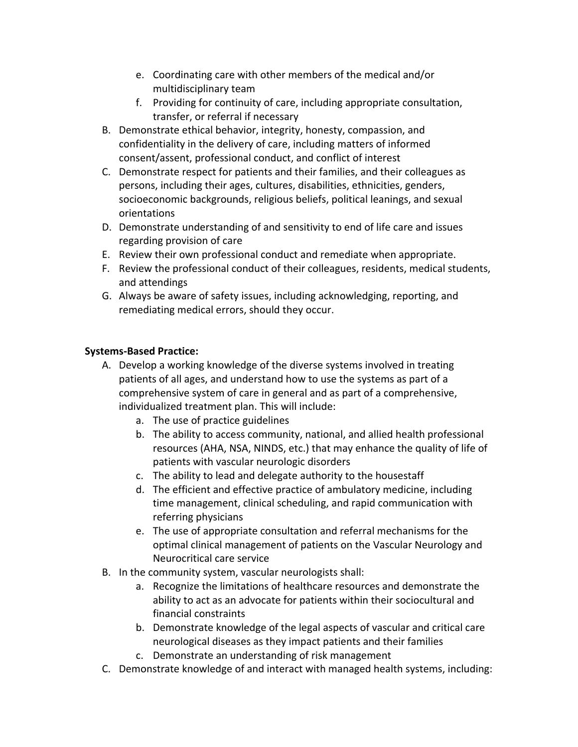e. Coordinating care with other members of the medical and/or multidisciplinary team
   f. Providing for continuity of care, including appropriate consultation, transfer, or referral if necessary

B. Demonstrate ethical behavior, integrity, honesty, compassion, and confidentiality in the delivery of care, including matters of informed consent/assent, professional conduct, and conflict of interest
C. Demonstrate respect for patients and their families, and their colleagues as persons, including their ages, cultures, disabilities, ethnicities, genders, socioeconomic backgrounds, religious beliefs, political leanings, and sexual orientations
D. Demonstrate understanding of and sensitivity to end of life care and issues regarding provision of care
E. Review their own professional conduct and remediate when appropriate.
F. Review the professional conduct of their colleagues, residents, medical students, and attendings
G. Always be aware of safety issues, including acknowledging, reporting, and remediating medical errors, should they occur.

**Systems-Based Practice:**

A. Develop a working knowledge of the diverse systems involved in treating patients of all ages, and understand how to use the systems as part of a comprehensive system of care in general and as part of a comprehensive, individualized treatment plan. This will include:
   a. The use of practice guidelines
   b. The ability to access community, national, and allied health professional resources (AHA, NSA, NINDS, etc.) that may enhance the quality of life of patients with vascular neurologic disorders
   c. The ability to lead and delegate authority to the housestaff
   d. The efficient and effective practice of ambulatory medicine, including time management, clinical scheduling, and rapid communication with referring physicians
   e. The use of appropriate consultation and referral mechanisms for the optimal clinical management of patients on the Vascular Neurology and Neurocritical care service
B. In the community system, vascular neurologists shall:
   a. Recognize the limitations of healthcare resources and demonstrate the ability to act as an advocate for patients within their sociocultural and financial constraints
   b. Demonstrate knowledge of the legal aspects of vascular and critical care neurological diseases as they impact patients and their families
   c. Demonstrate an understanding of risk management
C. Demonstrate knowledge of and interact with managed health systems, including: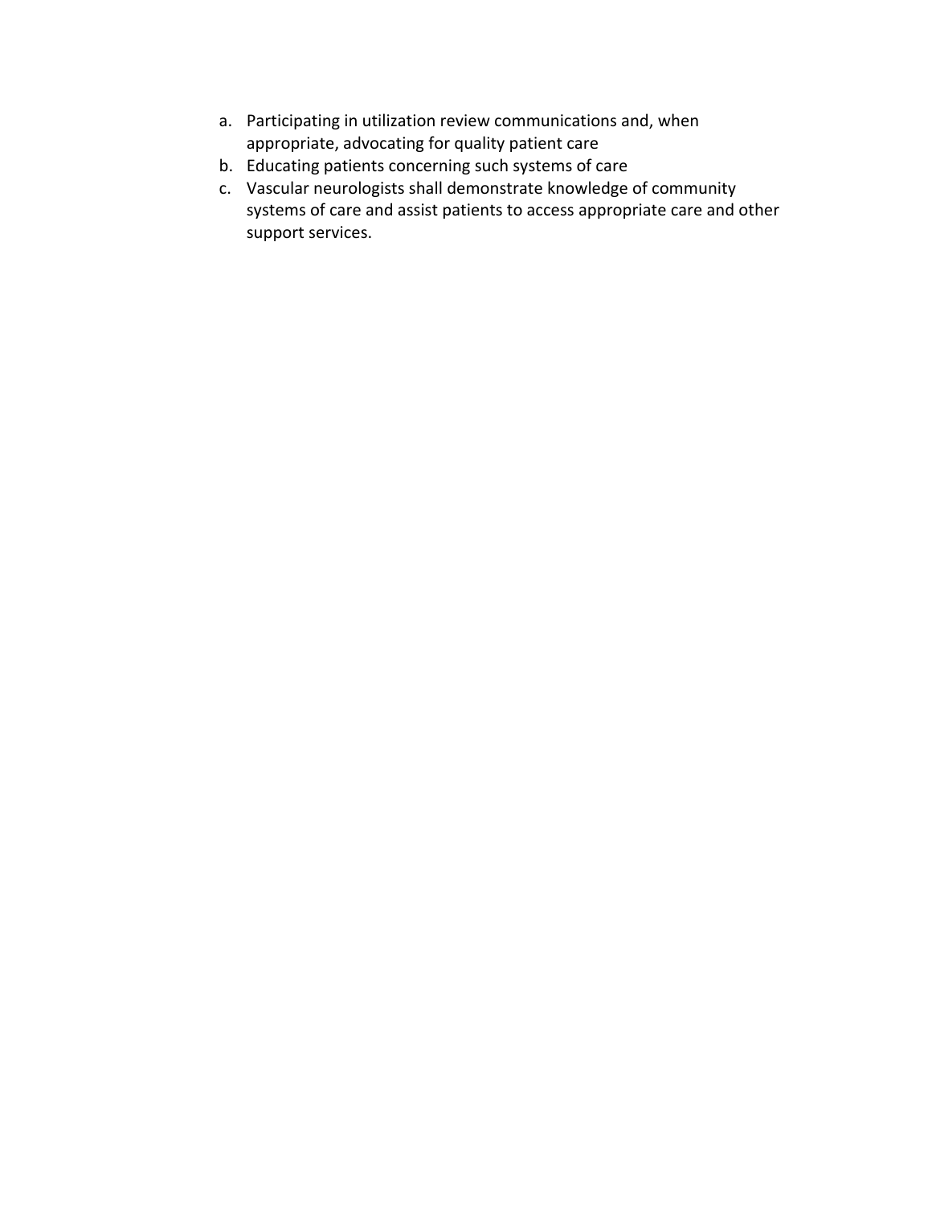a. Participating in utilization review communications and, when appropriate, advocating for quality patient care
b. Educating patients concerning such systems of care
c. Vascular neurologists shall demonstrate knowledge of community systems of care and assist patients to access appropriate care and other support services.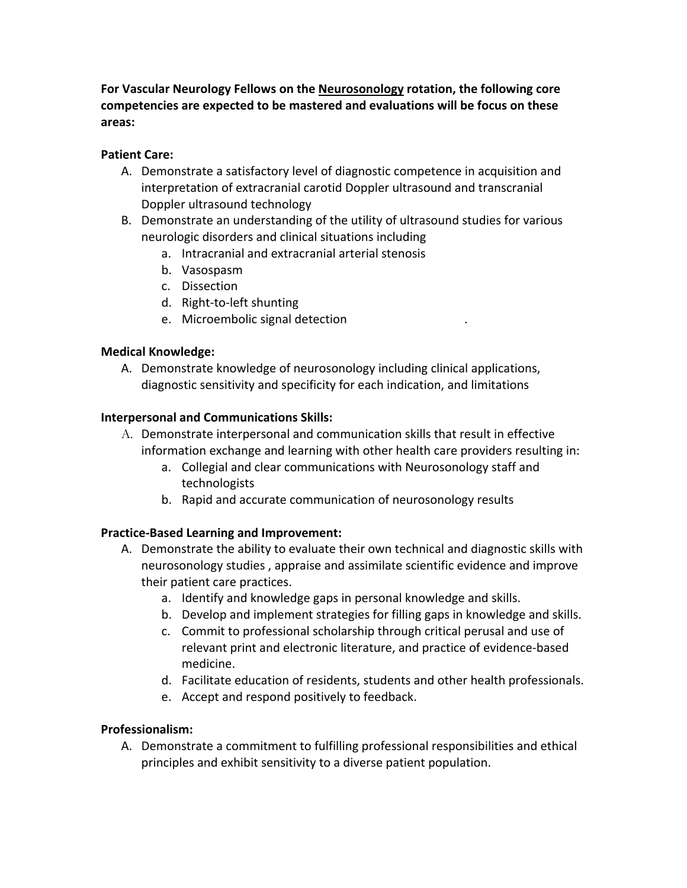**For Vascular Neurology Fellows on the Neurosonology rotation, the following core competencies are expected to be mastered and evaluations will be focus on these areas:**

**Patient Care:**

A. Demonstrate a satisfactory level of diagnostic competence in acquisition and interpretation of extracranial carotid Doppler ultrasound and transcranial Doppler ultrasound technology
B. Demonstrate an understanding of the utility of ultrasound studies for various neurologic disorders and clinical situations including
   a. Intracranial and extracranial arterial stenosis
   b. Vasospasm
   c. Dissection
   d. Right-to-left shunting
   e. Microembolic signal detection .

**Medical Knowledge:**

A. Demonstrate knowledge of neurosonology including clinical applications, diagnostic sensitivity and specificity for each indication, and limitations

**Interpersonal and Communications Skills:**

A. Demonstrate interpersonal and communication skills that result in effective information exchange and learning with other health care providers resulting in:
   a. Collegial and clear communications with Neurosonology staff and technologists
   b. Rapid and accurate communication of neurosonology results

**Practice-Based Learning and Improvement:**

A. Demonstrate the ability to evaluate their own technical and diagnostic skills with neurosonology studies , appraise and assimilate scientific evidence and improve their patient care practices.
   a. Identify and knowledge gaps in personal knowledge and skills.
   b. Develop and implement strategies for filling gaps in knowledge and skills.
   c. Commit to professional scholarship through critical perusal and use of relevant print and electronic literature, and practice of evidence-based medicine.
   d. Facilitate education of residents, students and other health professionals.
   e. Accept and respond positively to feedback.

**Professionalism:**

A. Demonstrate a commitment to fulfilling professional responsibilities and ethical principles and exhibit sensitivity to a diverse patient population.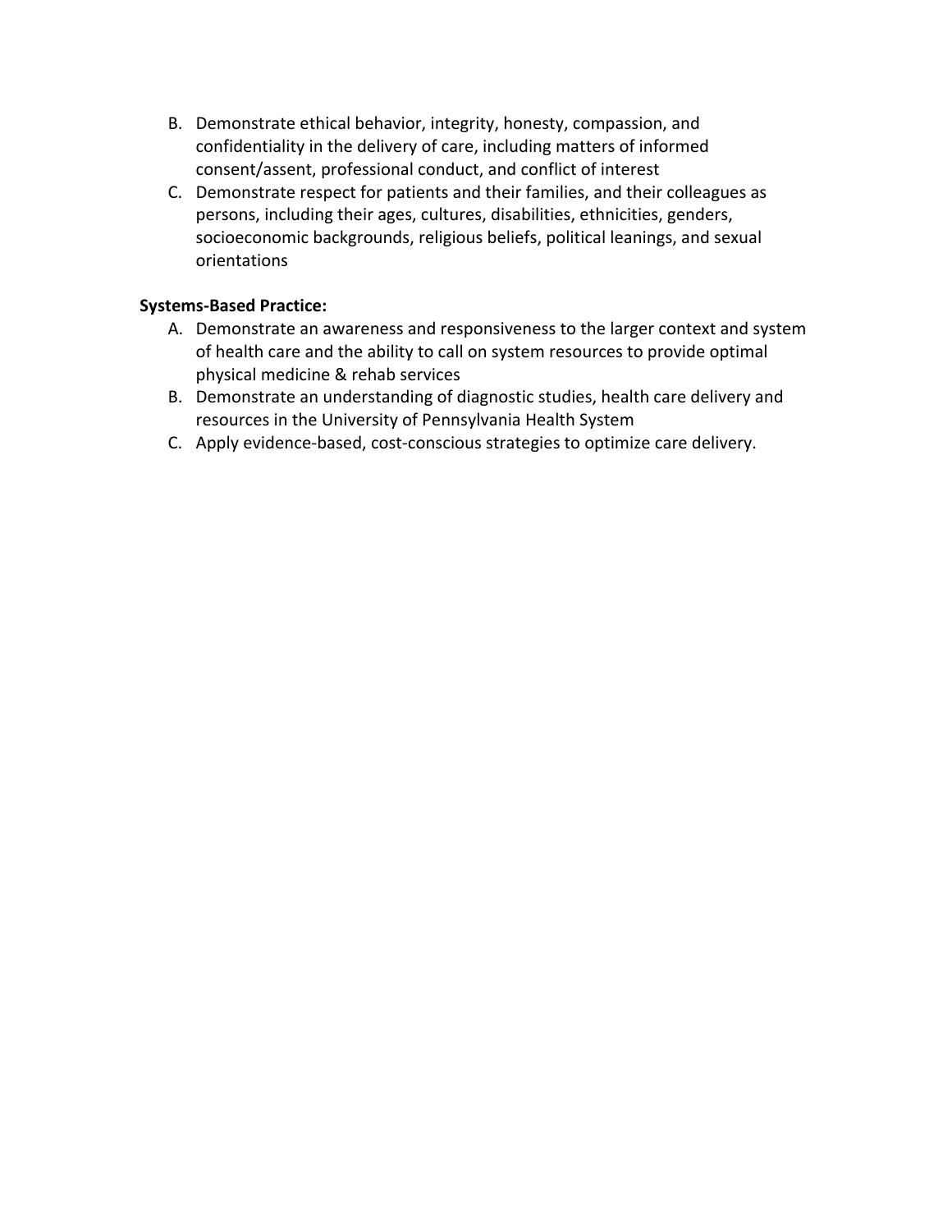B. Demonstrate ethical behavior, integrity, honesty, compassion, and confidentiality in the delivery of care, including matters of informed consent/assent, professional conduct, and conflict of interest
C. Demonstrate respect for patients and their families, and their colleagues as persons, including their ages, cultures, disabilities, ethnicities, genders, socioeconomic backgrounds, religious beliefs, political leanings, and sexual orientations

**Systems-Based Practice:**

A. Demonstrate an awareness and responsiveness to the larger context and system of health care and the ability to call on system resources to provide optimal physical medicine & rehab services
B. Demonstrate an understanding of diagnostic studies, health care delivery and resources in the University of Pennsylvania Health System
C. Apply evidence-based, cost-conscious strategies to optimize care delivery.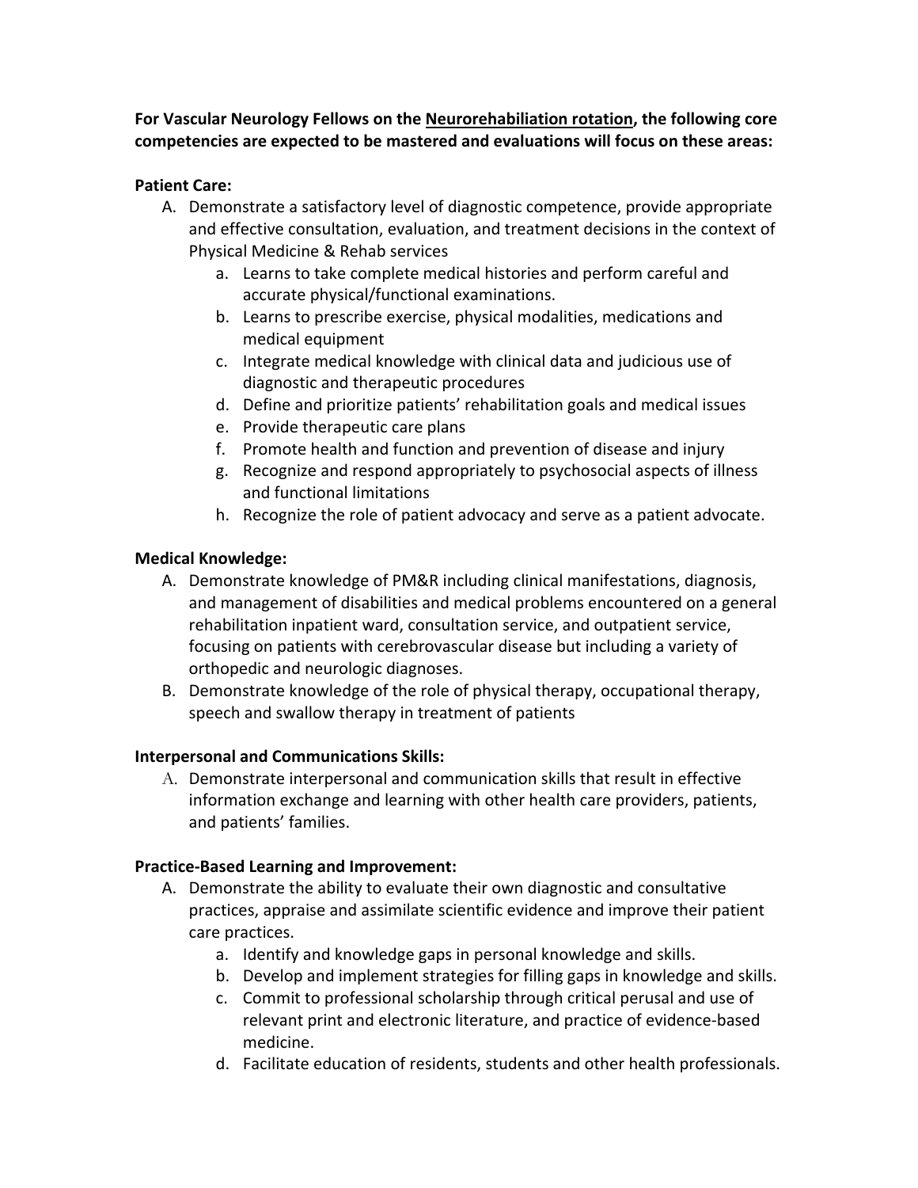**For Vascular Neurology Fellows on the Neurorehabiliation rotation, the following core competencies are expected to be mastered and evaluations will focus on these areas:**

**Patient Care:**

A. Demonstrate a satisfactory level of diagnostic competence, provide appropriate and effective consultation, evaluation, and treatment decisions in the context of Physical Medicine & Rehab services
   a. Learns to take complete medical histories and perform careful and accurate physical/functional examinations.
   b. Learns to prescribe exercise, physical modalities, medications and medical equipment
   c. Integrate medical knowledge with clinical data and judicious use of diagnostic and therapeutic procedures
   d. Define and prioritize patients' rehabilitation goals and medical issues
   e. Provide therapeutic care plans
   f. Promote health and function and prevention of disease and injury
   g. Recognize and respond appropriately to psychosocial aspects of illness and functional limitations
   h. Recognize the role of patient advocacy and serve as a patient advocate.

**Medical Knowledge:**

A. Demonstrate knowledge of PM&R including clinical manifestations, diagnosis, and management of disabilities and medical problems encountered on a general rehabilitation inpatient ward, consultation service, and outpatient service, focusing on patients with cerebrovascular disease but including a variety of orthopedic and neurologic diagnoses.
B. Demonstrate knowledge of the role of physical therapy, occupational therapy, speech and swallow therapy in treatment of patients

**Interpersonal and Communications Skills:**

A. Demonstrate interpersonal and communication skills that result in effective information exchange and learning with other health care providers, patients, and patients' families.

**Practice-Based Learning and Improvement:**

A. Demonstrate the ability to evaluate their own diagnostic and consultative practices, appraise and assimilate scientific evidence and improve their patient care practices.
   a. Identify and knowledge gaps in personal knowledge and skills.
   b. Develop and implement strategies for filling gaps in knowledge and skills.
   c. Commit to professional scholarship through critical perusal and use of relevant print and electronic literature, and practice of evidence-based medicine.
   d. Facilitate education of residents, students and other health professionals.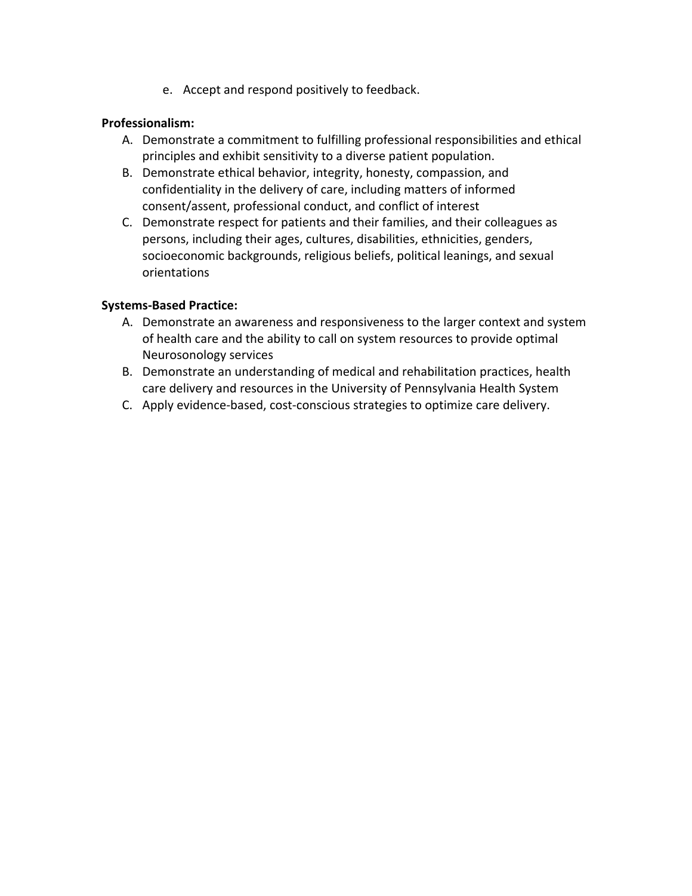e. Accept and respond positively to feedback.

**Professionalism:**

A. Demonstrate a commitment to fulfilling professional responsibilities and ethical principles and exhibit sensitivity to a diverse patient population.
B. Demonstrate ethical behavior, integrity, honesty, compassion, and confidentiality in the delivery of care, including matters of informed consent/assent, professional conduct, and conflict of interest
C. Demonstrate respect for patients and their families, and their colleagues as persons, including their ages, cultures, disabilities, ethnicities, genders, socioeconomic backgrounds, religious beliefs, political leanings, and sexual orientations

**Systems-Based Practice:**

A. Demonstrate an awareness and responsiveness to the larger context and system of health care and the ability to call on system resources to provide optimal Neurosonology services
B. Demonstrate an understanding of medical and rehabilitation practices, health care delivery and resources in the University of Pennsylvania Health System
C. Apply evidence-based, cost-conscious strategies to optimize care delivery.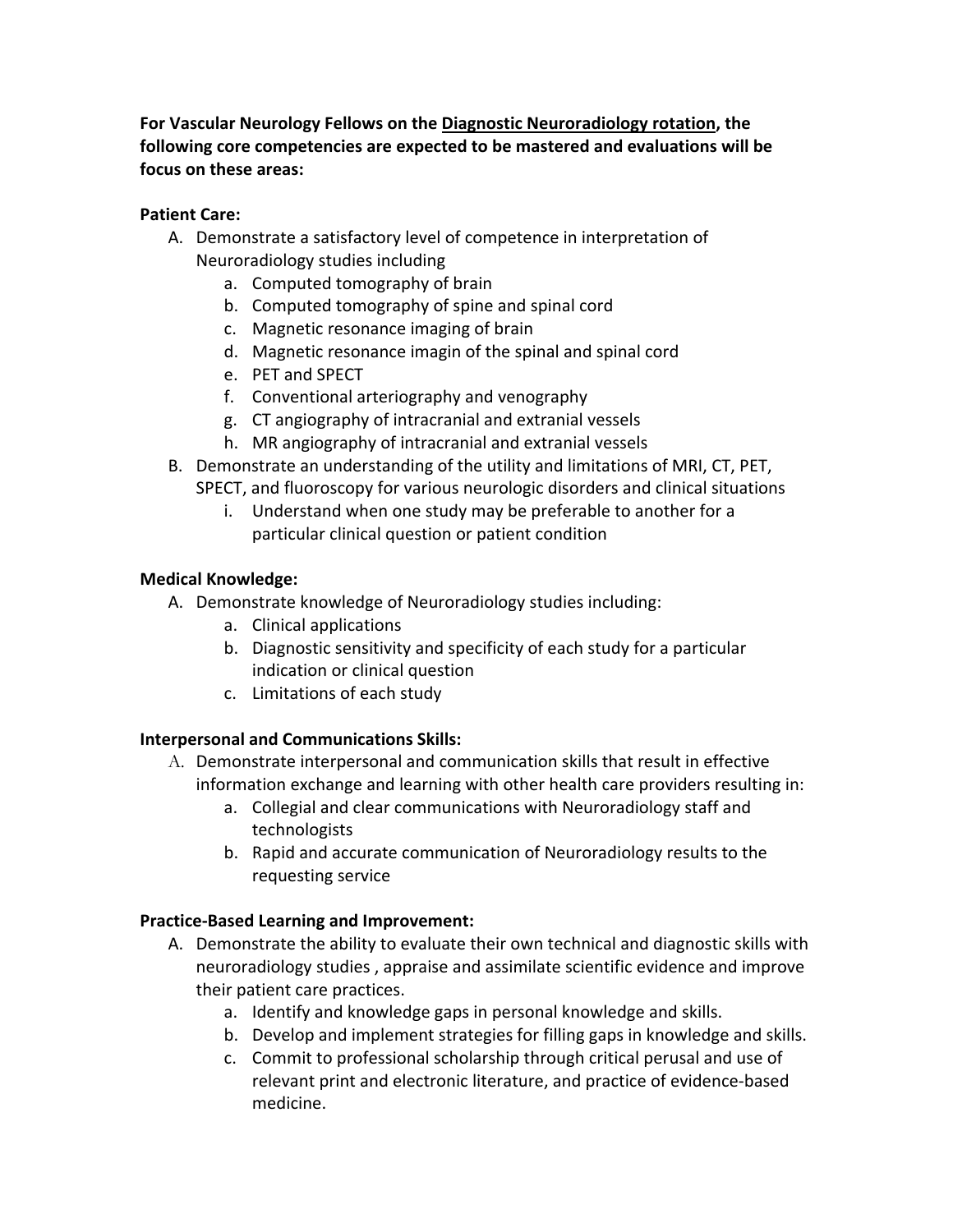**For Vascular Neurology Fellows on the Diagnostic Neuroradiology rotation, the following core competencies are expected to be mastered and evaluations will be focus on these areas:**

**Patient Care:**

A. Demonstrate a satisfactory level of competence in interpretation of Neuroradiology studies including
   a. Computed tomography of brain
   b. Computed tomography of spine and spinal cord
   c. Magnetic resonance imaging of brain
   d. Magnetic resonance imagin of the spinal and spinal cord
   e. PET and SPECT
   f. Conventional arteriography and venography
   g. CT angiography of intracranial and extranial vessels
   h. MR angiography of intracranial and extranial vessels

B. Demonstrate an understanding of the utility and limitations of MRI, CT, PET, SPECT, and fluoroscopy for various neurologic disorders and clinical situations
   i. Understand when one study may be preferable to another for a particular clinical question or patient condition

**Medical Knowledge:**

A. Demonstrate knowledge of Neuroradiology studies including:
   a. Clinical applications
   b. Diagnostic sensitivity and specificity of each study for a particular indication or clinical question
   c. Limitations of each study

**Interpersonal and Communications Skills:**

A. Demonstrate interpersonal and communication skills that result in effective information exchange and learning with other health care providers resulting in:
   a. Collegial and clear communications with Neuroradiology staff and technologists
   b. Rapid and accurate communication of Neuroradiology results to the requesting service

**Practice-Based Learning and Improvement:**

A. Demonstrate the ability to evaluate their own technical and diagnostic skills with neuroradiology studies , appraise and assimilate scientific evidence and improve their patient care practices.
   a. Identify and knowledge gaps in personal knowledge and skills.
   b. Develop and implement strategies for filling gaps in knowledge and skills.
   c. Commit to professional scholarship through critical perusal and use of relevant print and electronic literature, and practice of evidence-based medicine.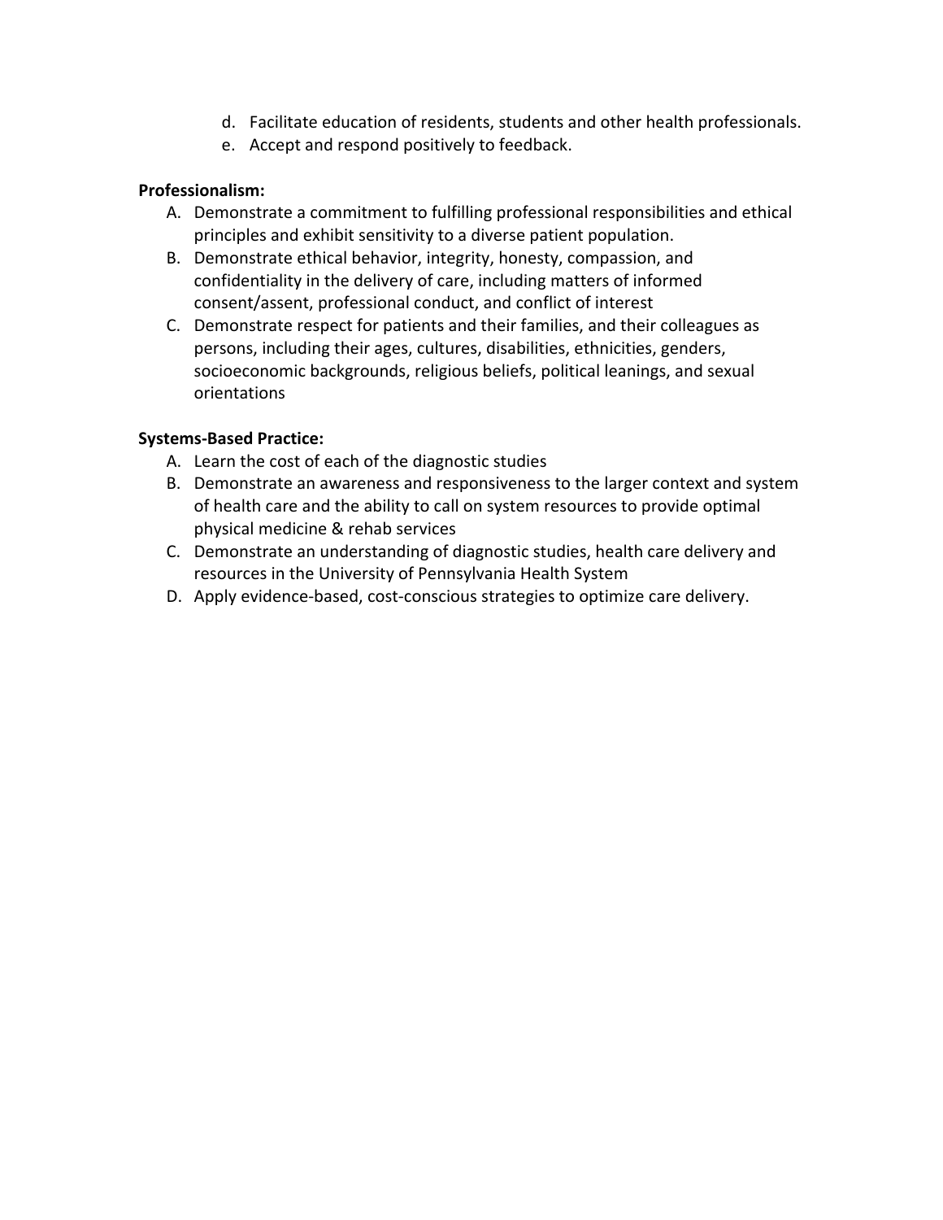d. Facilitate education of residents, students and other health professionals.
e. Accept and respond positively to feedback.

**Professionalism:**

A. Demonstrate a commitment to fulfilling professional responsibilities and ethical principles and exhibit sensitivity to a diverse patient population.
B. Demonstrate ethical behavior, integrity, honesty, compassion, and confidentiality in the delivery of care, including matters of informed consent/assent, professional conduct, and conflict of interest
C. Demonstrate respect for patients and their families, and their colleagues as persons, including their ages, cultures, disabilities, ethnicities, genders, socioeconomic backgrounds, religious beliefs, political leanings, and sexual orientations

**Systems-Based Practice:**

A. Learn the cost of each of the diagnostic studies
B. Demonstrate an awareness and responsiveness to the larger context and system of health care and the ability to call on system resources to provide optimal physical medicine & rehab services
C. Demonstrate an understanding of diagnostic studies, health care delivery and resources in the University of Pennsylvania Health System
D. Apply evidence-based, cost-conscious strategies to optimize care delivery.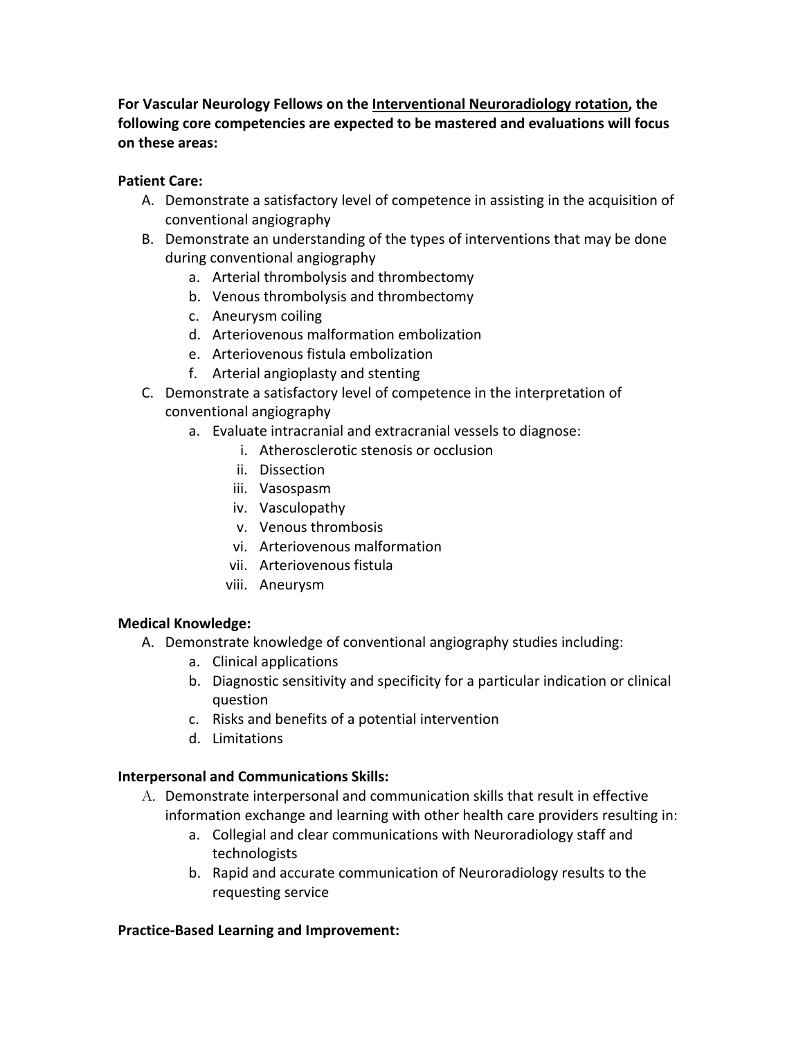**For Vascular Neurology Fellows on the <u>Interventional Neuroradiology rotation</u>, the following core competencies are expected to be mastered and evaluations will focus on these areas:**

**Patient Care:**

A. Demonstrate a satisfactory level of competence in assisting in the acquisition of conventional angiography
B. Demonstrate an understanding of the types of interventions that may be done during conventional angiography
    a. Arterial thrombolysis and thrombectomy
    b. Venous thrombolysis and thrombectomy
    c. Aneurysm coiling
    d. Arteriovenous malformation embolization
    e. Arteriovenous fistula embolization
    f. Arterial angioplasty and stenting
C. Demonstrate a satisfactory level of competence in the interpretation of conventional angiography
    a. Evaluate intracranial and extracranial vessels to diagnose:
        i. Atherosclerotic stenosis or occlusion
        ii. Dissection
        iii. Vasospasm
        iv. Vasculopathy
        v. Venous thrombosis
        vi. Arteriovenous malformation
        vii. Arteriovenous fistula
        viii. Aneurysm

**Medical Knowledge:**

A. Demonstrate knowledge of conventional angiography studies including:
    a. Clinical applications
    b. Diagnostic sensitivity and specificity for a particular indication or clinical question
    c. Risks and benefits of a potential intervention
    d. Limitations

**Interpersonal and Communications Skills:**

A. Demonstrate interpersonal and communication skills that result in effective information exchange and learning with other health care providers resulting in:
    a. Collegial and clear communications with Neuroradiology staff and technologists
    b. Rapid and accurate communication of Neuroradiology results to the requesting service

**Practice-Based Learning and Improvement:**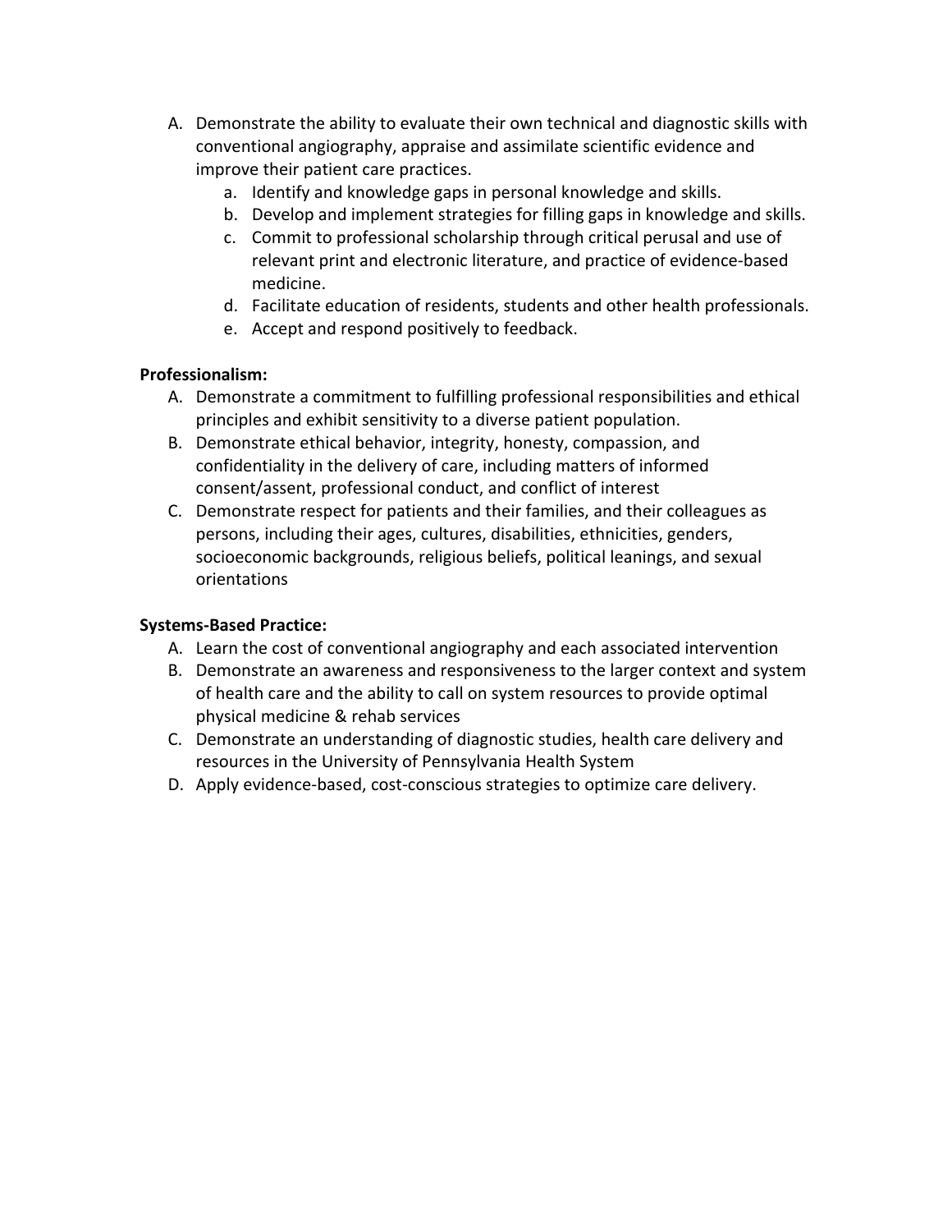A. Demonstrate the ability to evaluate their own technical and diagnostic skills with conventional angiography, appraise and assimilate scientific evidence and improve their patient care practices.
    a. Identify and knowledge gaps in personal knowledge and skills.
    b. Develop and implement strategies for filling gaps in knowledge and skills.
    c. Commit to professional scholarship through critical perusal and use of relevant print and electronic literature, and practice of evidence-based medicine.
    d. Facilitate education of residents, students and other health professionals.
    e. Accept and respond positively to feedback.

**Professionalism:**

A. Demonstrate a commitment to fulfilling professional responsibilities and ethical principles and exhibit sensitivity to a diverse patient population.
B. Demonstrate ethical behavior, integrity, honesty, compassion, and confidentiality in the delivery of care, including matters of informed consent/assent, professional conduct, and conflict of interest
C. Demonstrate respect for patients and their families, and their colleagues as persons, including their ages, cultures, disabilities, ethnicities, genders, socioeconomic backgrounds, religious beliefs, political leanings, and sexual orientations

**Systems-Based Practice:**

A. Learn the cost of conventional angiography and each associated intervention
B. Demonstrate an awareness and responsiveness to the larger context and system of health care and the ability to call on system resources to provide optimal physical medicine & rehab services
C. Demonstrate an understanding of diagnostic studies, health care delivery and resources in the University of Pennsylvania Health System
D. Apply evidence-based, cost-conscious strategies to optimize care delivery.